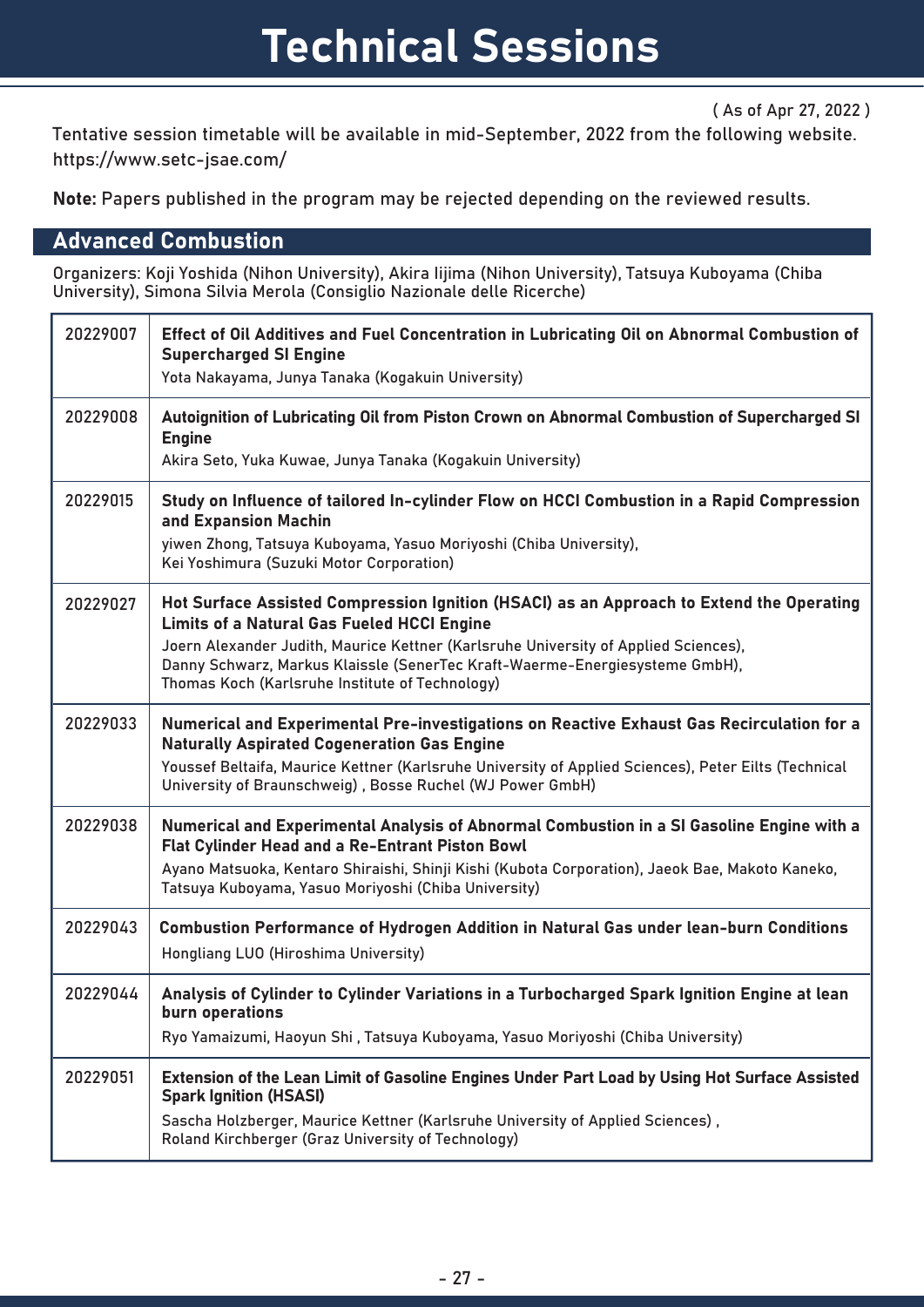# Technical Sessions

( As of Apr 27, 2022 )

Tentative session timetable will be available in mid-September, 2022 from the following website.
https://www.setc-jsae.com/

**Note:** Papers published in the program may be rejected depending on the reviewed results.

## Advanced Combustion

Organizers: Koji Yoshida (Nihon University), Akira Iijima (Nihon University), Tatsuya Kuboyama (Chiba University), Simona Silvia Merola (Consiglio Nazionale delle Ricerche)

| | |
|---|---|
| 20229007 | **Effect of Oil Additives and Fuel Concentration in Lubricating Oil on Abnormal Combustion of Supercharged SI Engine**<br>Yota Nakayama, Junya Tanaka (Kogakuin University) |
| 20229008 | **Autoignition of Lubricating Oil from Piston Crown on Abnormal Combustion of Supercharged SI Engine**<br>Akira Seto, Yuka Kuwae, Junya Tanaka (Kogakuin University) |
| 20229015 | **Study on Influence of tailored In-cylinder Flow on HCCI Combustion in a Rapid Compression and Expansion Machin**<br>yiwen Zhong, Tatsuya Kuboyama, Yasuo Moriyoshi (Chiba University),<br>Kei Yoshimura (Suzuki Motor Corporation) |
| 20229027 | **Hot Surface Assisted Compression Ignition (HSACI) as an Approach to Extend the Operating Limits of a Natural Gas Fueled HCCI Engine**<br>Joern Alexander Judith, Maurice Kettner (Karlsruhe University of Applied Sciences),<br>Danny Schwarz, Markus Klaissle (SenerTec Kraft-Waerme-Energiesysteme GmbH),<br>Thomas Koch (Karlsruhe Institute of Technology) |
| 20229033 | **Numerical and Experimental Pre-investigations on Reactive Exhaust Gas Recirculation for a Naturally Aspirated Cogeneration Gas Engine**<br>Youssef Beltaifa, Maurice Kettner (Karlsruhe University of Applied Sciences), Peter Eilts (Technical University of Braunschweig) , Bosse Ruchel (WJ Power GmbH) |
| 20229038 | **Numerical and Experimental Analysis of Abnormal Combustion in a SI Gasoline Engine with a Flat Cylinder Head and a Re-Entrant Piston Bowl**<br>Ayano Matsuoka, Kentaro Shiraishi, Shinji Kishi (Kubota Corporation), Jaeok Bae, Makoto Kaneko, Tatsuya Kuboyama, Yasuo Moriyoshi (Chiba University) |
| 20229043 | **Combustion Performance of Hydrogen Addition in Natural Gas under lean-burn Conditions**<br>Hongliang LUO (Hiroshima University) |
| 20229044 | **Analysis of Cylinder to Cylinder Variations in a Turbocharged Spark Ignition Engine at lean burn operations**<br>Ryo Yamaizumi, Haoyun Shi , Tatsuya Kuboyama, Yasuo Moriyoshi (Chiba University) |
| 20229051 | **Extension of the Lean Limit of Gasoline Engines Under Part Load by Using Hot Surface Assisted Spark Ignition (HSASI)**<br>Sascha Holzberger, Maurice Kettner (Karlsruhe University of Applied Sciences) ,<br>Roland Kirchberger (Graz University of Technology) |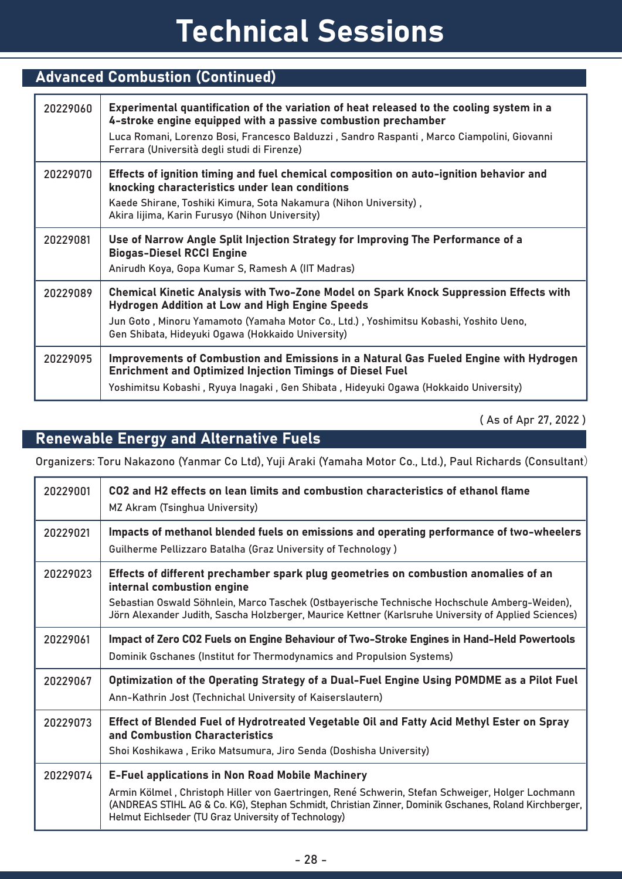# Technical Sessions

## Advanced Combustion (Continued)

| | |
|---|---|
| 20229060 | **Experimental quantification of the variation of heat released to the cooling system in a 4-stroke engine equipped with a passive combustion prechamber**<br>Luca Romani, Lorenzo Bosi, Francesco Balduzzi , Sandro Raspanti , Marco Ciampolini, Giovanni Ferrara (Università degli studi di Firenze) |
| 20229070 | **Effects of ignition timing and fuel chemical composition on auto-ignition behavior and knocking characteristics under lean conditions**<br>Kaede Shirane, Toshiki Kimura, Sota Nakamura (Nihon University) ,<br>Akira Iijima, Karin Furusyo (Nihon University) |
| 20229081 | **Use of Narrow Angle Split Injection Strategy for Improving The Performance of a Biogas-Diesel RCCI Engine**<br>Anirudh Koya, Gopa Kumar S, Ramesh A (IIT Madras) |
| 20229089 | **Chemical Kinetic Analysis with Two-Zone Model on Spark Knock Suppression Effects with Hydrogen Addition at Low and High Engine Speeds**<br>Jun Goto , Minoru Yamamoto (Yamaha Motor Co., Ltd.) , Yoshimitsu Kobashi, Yoshito Ueno,<br>Gen Shibata, Hideyuki Ogawa (Hokkaido University) |
| 20229095 | **Improvements of Combustion and Emissions in a Natural Gas Fueled Engine with Hydrogen Enrichment and Optimized Injection Timings of Diesel Fuel**<br>Yoshimitsu Kobashi , Ryuya Inagaki , Gen Shibata , Hideyuki Ogawa (Hokkaido University) |

( As of Apr 27, 2022 )

## Renewable Energy and Alternative Fuels

Organizers: Toru Nakazono (Yanmar Co Ltd), Yuji Araki (Yamaha Motor Co., Ltd.), Paul Richards (Consultant)

| | |
|---|---|
| 20229001 | **$CO_2$ and $H_2$ effects on lean limits and combustion characteristics of ethanol flame**<br>MZ Akram (Tsinghua University) |
| 20229021 | **Impacts of methanol blended fuels on emissions and operating performance of two-wheelers**<br>Guilherme Pellizzaro Batalha (Graz University of Technology ) |
| 20229023 | **Effects of different prechamber spark plug geometries on combustion anomalies of an internal combustion engine**<br>Sebastian Oswald Söhnlein, Marco Taschek (Ostbayerische Technische Hochschule Amberg-Weiden), Jörn Alexander Judith, Sascha Holzberger, Maurice Kettner (Karlsruhe University of Applied Sciences) |
| 20229061 | **Impact of Zero $CO_2$ Fuels on Engine Behaviour of Two-Stroke Engines in Hand-Held Powertools**<br>Dominik Gschanes (Institut for Thermodynamics and Propulsion Systems) |
| 20229067 | **Optimization of the Operating Strategy of a Dual-Fuel Engine Using POMDME as a Pilot Fuel**<br>Ann-Kathrin Jost (Technichal University of Kaiserslautern) |
| 20229073 | **Effect of Blended Fuel of Hydrotreated Vegetable Oil and Fatty Acid Methyl Ester on Spray and Combustion Characteristics**<br>Shoi Koshikawa , Eriko Matsumura, Jiro Senda (Doshisha University) |
| 20229074 | **E-Fuel applications in Non Road Mobile Machinery**<br>Armin Kölmel , Christoph Hiller von Gaertringen, René Schwerin, Stefan Schweiger, Holger Lochmann (ANDREAS STIHL AG & Co. KG), Stephan Schmidt, Christian Zinner, Dominik Gschanes, Roland Kirchberger, Helmut Eichlseder (TU Graz University of Technology) |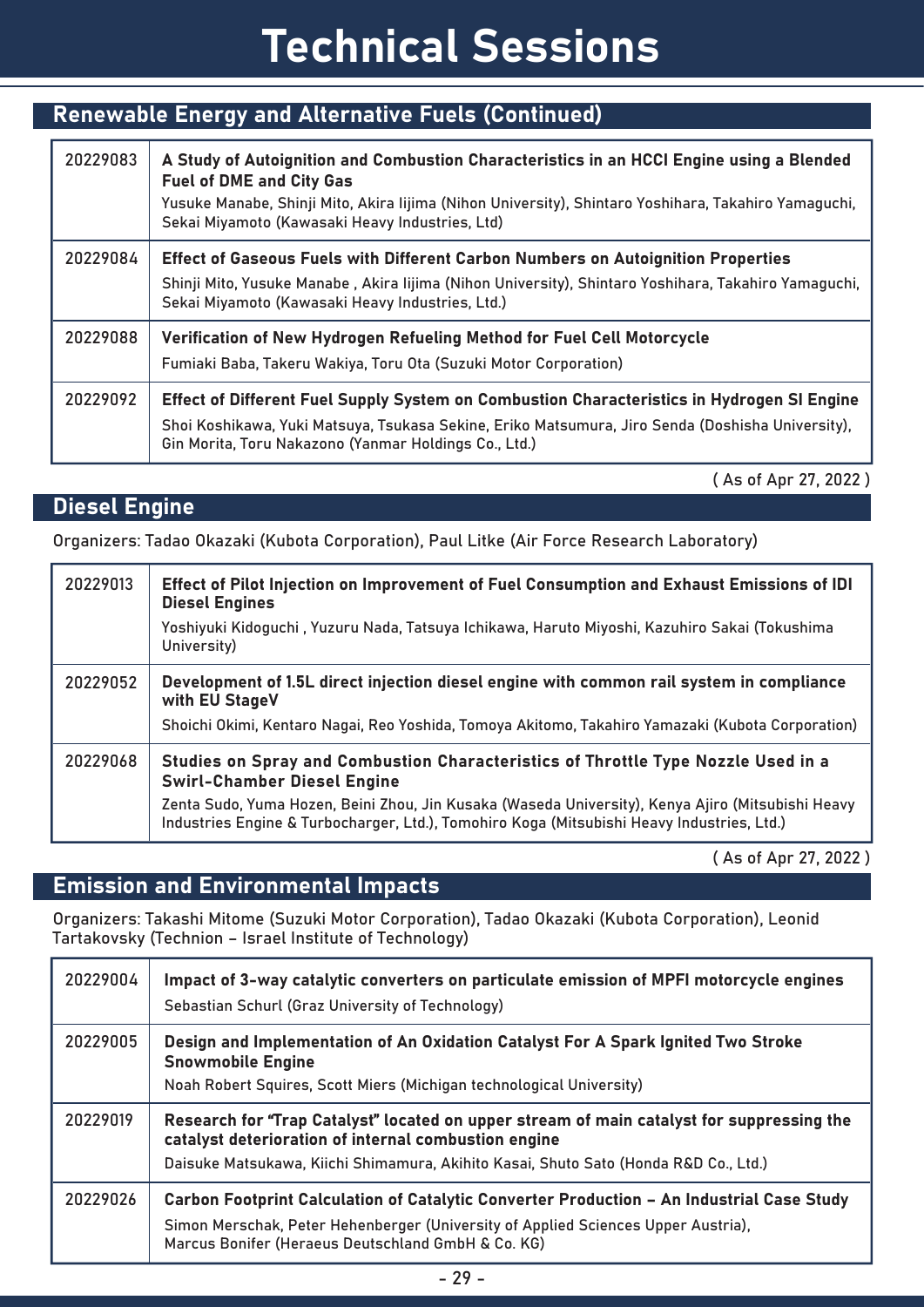# Technical Sessions

## Renewable Energy and Alternative Fuels (Continued)

| | |
|---|---|
| 20229083 | **A Study of Autoignition and Combustion Characteristics in an HCCI Engine using a Blended Fuel of DME and City Gas**<br>Yusuke Manabe, Shinji Mito, Akira Iijima (Nihon University), Shintaro Yoshihara, Takahiro Yamaguchi, Sekai Miyamoto (Kawasaki Heavy Industries, Ltd) |
| 20229084 | **Effect of Gaseous Fuels with Different Carbon Numbers on Autoignition Properties**<br>Shinji Mito, Yusuke Manabe , Akira Iijima (Nihon University), Shintaro Yoshihara, Takahiro Yamaguchi, Sekai Miyamoto (Kawasaki Heavy Industries, Ltd.) |
| 20229088 | **Verification of New Hydrogen Refueling Method for Fuel Cell Motorcycle**<br>Fumiaki Baba, Takeru Wakiya, Toru Ota (Suzuki Motor Corporation) |
| 20229092 | **Effect of Different Fuel Supply System on Combustion Characteristics in Hydrogen SI Engine**<br>Shoi Koshikawa, Yuki Matsuya, Tsukasa Sekine, Eriko Matsumura, Jiro Senda (Doshisha University), Gin Morita, Toru Nakazono (Yanmar Holdings Co., Ltd.) |

( As of Apr 27, 2022 )

## Diesel Engine

Organizers: Tadao Okazaki (Kubota Corporation), Paul Litke (Air Force Research Laboratory)

| | |
|---|---|
| 20229013 | **Effect of Pilot Injection on Improvement of Fuel Consumption and Exhaust Emissions of IDI Diesel Engines**<br>Yoshiyuki Kidoguchi , Yuzuru Nada, Tatsuya Ichikawa, Haruto Miyoshi, Kazuhiro Sakai (Tokushima University) |
| 20229052 | **Development of 1.5L direct injection diesel engine with common rail system in compliance with EU StageV**<br>Shoichi Okimi, Kentaro Nagai, Reo Yoshida, Tomoya Akitomo, Takahiro Yamazaki (Kubota Corporation) |
| 20229068 | **Studies on Spray and Combustion Characteristics of Throttle Type Nozzle Used in a Swirl-Chamber Diesel Engine**<br>Zenta Sudo, Yuma Hozen, Beini Zhou, Jin Kusaka (Waseda University), Kenya Ajiro (Mitsubishi Heavy Industries Engine & Turbocharger, Ltd.), Tomohiro Koga (Mitsubishi Heavy Industries, Ltd.) |

( As of Apr 27, 2022 )

## Emission and Environmental Impacts

Organizers: Takashi Mitome (Suzuki Motor Corporation), Tadao Okazaki (Kubota Corporation), Leonid Tartakovsky (Technion – Israel Institute of Technology)

| | |
|---|---|
| 20229004 | **Impact of 3-way catalytic converters on particulate emission of MPFI motorcycle engines**<br>Sebastian Schurl (Graz University of Technology) |
| 20229005 | **Design and Implementation of An Oxidation Catalyst For A Spark Ignited Two Stroke Snowmobile Engine**<br>Noah Robert Squires, Scott Miers (Michigan technological University) |
| 20229019 | **Research for "Trap Catalyst" located on upper stream of main catalyst for suppressing the catalyst deterioration of internal combustion engine**<br>Daisuke Matsukawa, Kiichi Shimamura, Akihito Kasai, Shuto Sato (Honda R&D Co., Ltd.) |
| 20229026 | **Carbon Footprint Calculation of Catalytic Converter Production – An Industrial Case Study**<br>Simon Merschak, Peter Hehenberger (University of Applied Sciences Upper Austria), Marcus Bonifer (Heraeus Deutschland GmbH & Co. KG) |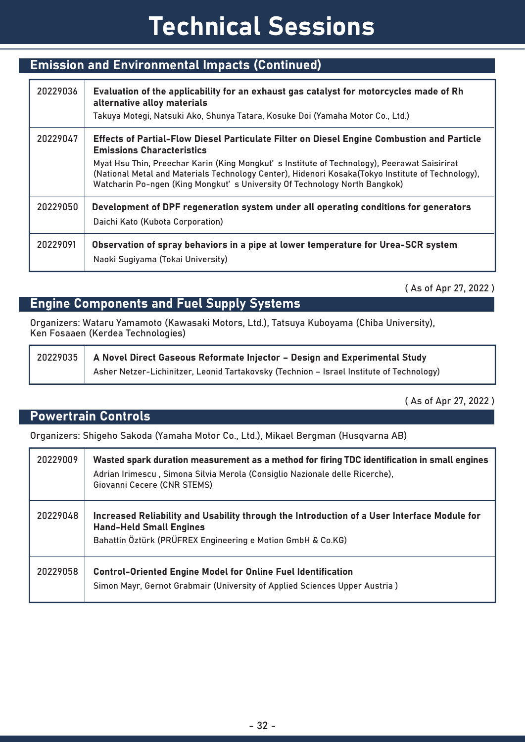# Technical Sessions

## Emission and Environmental Impacts (Continued)

| | |
|---|---|
| 20229036 | **Evaluation of the applicability for an exhaust gas catalyst for motorcycles made of Rh alternative alloy materials**<br>Takuya Motegi, Natsuki Ako, Shunya Tatara, Kosuke Doi (Yamaha Motor Co., Ltd.) |
| 20229047 | **Effects of Partial-Flow Diesel Particulate Filter on Diesel Engine Combustion and Particle Emissions Characteristics**<br>Myat Hsu Thin, Preechar Karin (King Mongkut' s Institute of Technology), Peerawat Saisirirat (National Metal and Materials Technology Center), Hidenori Kosaka(Tokyo Institute of Technology), Watcharin Po-ngen (King Mongkut' s University Of Technology North Bangkok) |
| 20229050 | **Development of DPF regeneration system under all operating conditions for generators**<br>Daichi Kato (Kubota Corporation) |
| 20229091 | **Observation of spray behaviors in a pipe at lower temperature for Urea-SCR system**<br>Naoki Sugiyama (Tokai University) |

( As of Apr 27, 2022 )

## Engine Components and Fuel Supply Systems

Organizers: Wataru Yamamoto (Kawasaki Motors, Ltd.), Tatsuya Kuboyama (Chiba University), Ken Fosaaen (Kerdea Technologies)

| | |
|---|---|
| 20229035 | **A Novel Direct Gaseous Reformate Injector – Design and Experimental Study**<br>Asher Netzer-Lichinitzer, Leonid Tartakovsky (Technion – Israel Institute of Technology) |

( As of Apr 27, 2022 )

## Powertrain Controls

Organizers: Shigeho Sakoda (Yamaha Motor Co., Ltd.), Mikael Bergman (Husqvarna AB)

| | |
|---|---|
| 20229009 | **Wasted spark duration measurement as a method for firing TDC identification in small engines**<br>Adrian Irimescu , Simona Silvia Merola (Consiglio Nazionale delle Ricerche), Giovanni Cecere (CNR STEMS) |
| 20229048 | **Increased Reliability and Usability through the Introduction of a User Interface Module for Hand-Held Small Engines**<br>Bahattin Öztürk (PRÜFREX Engineering e Motion GmbH & Co.KG) |
| 20229058 | **Control-Oriented Engine Model for Online Fuel Identification**<br>Simon Mayr, Gernot Grabmair (University of Applied Sciences Upper Austria ) |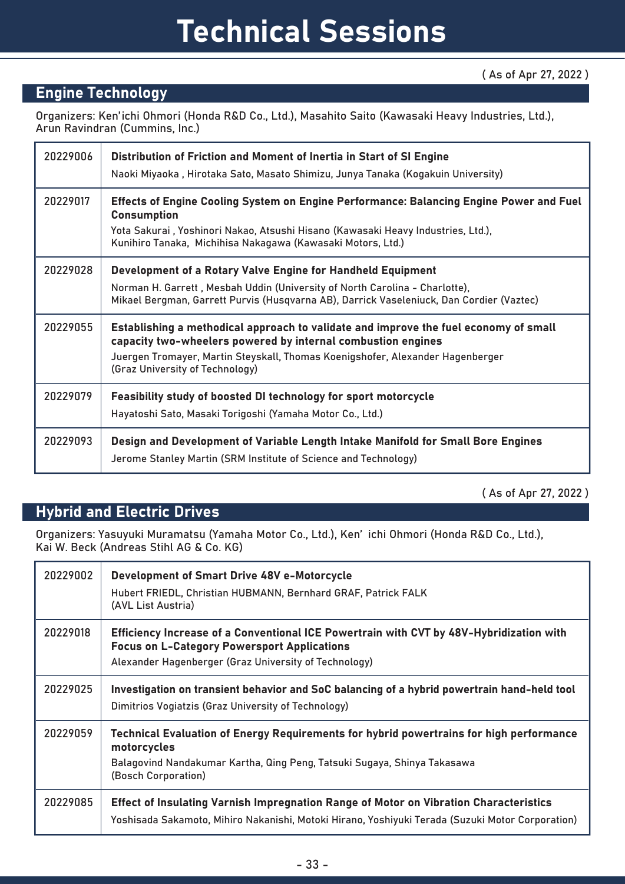# Technical Sessions

( As of Apr 27, 2022 )

## Engine Technology

Organizers: Ken'ichi Ohmori (Honda R&D Co., Ltd.), Masahito Saito (Kawasaki Heavy Industries, Ltd.), Arun Ravindran (Cummins, Inc.)

| | |
|---|---|
| 20229006 | **Distribution of Friction and Moment of Inertia in Start of SI Engine**<br>Naoki Miyaoka , Hirotaka Sato, Masato Shimizu, Junya Tanaka (Kogakuin University) |
| 20229017 | **Effects of Engine Cooling System on Engine Performance: Balancing Engine Power and Fuel Consumption**<br>Yota Sakurai , Yoshinori Nakao, Atsushi Hisano (Kawasaki Heavy Industries, Ltd.), Kunihiro Tanaka, Michihisa Nakagawa (Kawasaki Motors, Ltd.) |
| 20229028 | **Development of a Rotary Valve Engine for Handheld Equipment**<br>Norman H. Garrett , Mesbah Uddin (University of North Carolina - Charlotte), Mikael Bergman, Garrett Purvis (Husqvarna AB), Darrick Vaseleniuck, Dan Cordier (Vaztec) |
| 20229055 | **Establishing a methodical approach to validate and improve the fuel economy of small capacity two-wheelers powered by internal combustion engines**<br>Juergen Tromayer, Martin Steyskall, Thomas Koenigshofer, Alexander Hagenberger (Graz University of Technology) |
| 20229079 | **Feasibility study of boosted DI technology for sport motorcycle**<br>Hayatoshi Sato, Masaki Torigoshi (Yamaha Motor Co., Ltd.) |
| 20229093 | **Design and Development of Variable Length Intake Manifold for Small Bore Engines**<br>Jerome Stanley Martin (SRM Institute of Science and Technology) |

( As of Apr 27, 2022 )

## Hybrid and Electric Drives

Organizers: Yasuyuki Muramatsu (Yamaha Motor Co., Ltd.), Ken' ichi Ohmori (Honda R&D Co., Ltd.), Kai W. Beck (Andreas Stihl AG & Co. KG)

| | |
|---|---|
| 20229002 | **Development of Smart Drive 48V e-Motorcycle**<br>Hubert FRIEDL, Christian HUBMANN, Bernhard GRAF, Patrick FALK (AVL List Austria) |
| 20229018 | **Efficiency Increase of a Conventional ICE Powertrain with CVT by 48V-Hybridization with Focus on L-Category Powersport Applications**<br>Alexander Hagenberger (Graz University of Technology) |
| 20229025 | **Investigation on transient behavior and SoC balancing of a hybrid powertrain hand-held tool**<br>Dimitrios Vogiatzis (Graz University of Technology) |
| 20229059 | **Technical Evaluation of Energy Requirements for hybrid powertrains for high performance motorcycles**<br>Balagovind Nandakumar Kartha, Qing Peng, Tatsuki Sugaya, Shinya Takasawa (Bosch Corporation) |
| 20229085 | **Effect of Insulating Varnish Impregnation Range of Motor on Vibration Characteristics**<br>Yoshisada Sakamoto, Mihiro Nakanishi, Motoki Hirano, Yoshiyuki Terada (Suzuki Motor Corporation) |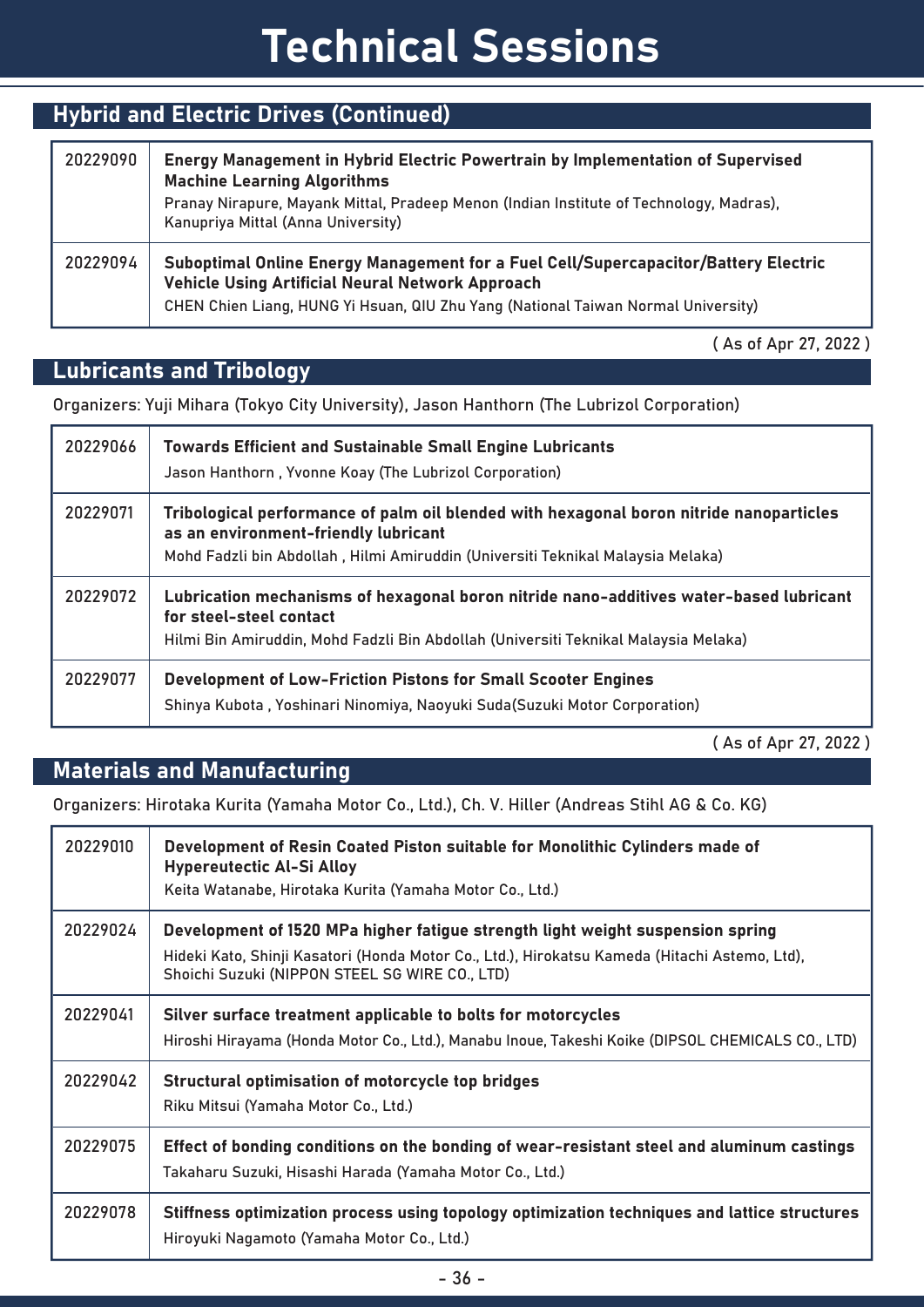# Technical Sessions

## Hybrid and Electric Drives (Continued)

| | |
|---|---|
| 20229090 | **Energy Management in Hybrid Electric Powertrain by Implementation of Supervised Machine Learning Algorithms**<br>Pranay Nirapure, Mayank Mittal, Pradeep Menon (Indian Institute of Technology, Madras), Kanupriya Mittal (Anna University) |
| 20229094 | **Suboptimal Online Energy Management for a Fuel Cell/Supercapacitor/Battery Electric Vehicle Using Artificial Neural Network Approach**<br>CHEN Chien Liang, HUNG Yi Hsuan, QIU Zhu Yang (National Taiwan Normal University) |

( As of Apr 27, 2022 )

## Lubricants and Tribology

Organizers: Yuji Mihara (Tokyo City University), Jason Hanthorn (The Lubrizol Corporation)

| | |
|---|---|
| 20229066 | **Towards Efficient and Sustainable Small Engine Lubricants**<br>Jason Hanthorn , Yvonne Koay (The Lubrizol Corporation) |
| 20229071 | **Tribological performance of palm oil blended with hexagonal boron nitride nanoparticles as an environment-friendly lubricant**<br>Mohd Fadzli bin Abdollah , Hilmi Amiruddin (Universiti Teknikal Malaysia Melaka) |
| 20229072 | **Lubrication mechanisms of hexagonal boron nitride nano-additives water-based lubricant for steel-steel contact**<br>Hilmi Bin Amiruddin, Mohd Fadzli Bin Abdollah (Universiti Teknikal Malaysia Melaka) |
| 20229077 | **Development of Low-Friction Pistons for Small Scooter Engines**<br>Shinya Kubota , Yoshinari Ninomiya, Naoyuki Suda(Suzuki Motor Corporation) |

( As of Apr 27, 2022 )

## Materials and Manufacturing

Organizers: Hirotaka Kurita (Yamaha Motor Co., Ltd.), Ch. V. Hiller (Andreas Stihl AG & Co. KG)

| | |
|---|---|
| 20229010 | **Development of Resin Coated Piston suitable for Monolithic Cylinders made of Hypereutectic Al-Si Alloy**<br>Keita Watanabe, Hirotaka Kurita (Yamaha Motor Co., Ltd.) |
| 20229024 | **Development of 1520 MPa higher fatigue strength light weight suspension spring**<br>Hideki Kato, Shinji Kasatori (Honda Motor Co., Ltd.), Hirokatsu Kameda (Hitachi Astemo, Ltd), Shoichi Suzuki (NIPPON STEEL SG WIRE CO., LTD) |
| 20229041 | **Silver surface treatment applicable to bolts for motorcycles**<br>Hiroshi Hirayama (Honda Motor Co., Ltd.), Manabu Inoue, Takeshi Koike (DIPSOL CHEMICALS CO., LTD) |
| 20229042 | **Structural optimisation of motorcycle top bridges**<br>Riku Mitsui (Yamaha Motor Co., Ltd.) |
| 20229075 | **Effect of bonding conditions on the bonding of wear-resistant steel and aluminum castings**<br>Takaharu Suzuki, Hisashi Harada (Yamaha Motor Co., Ltd.) |
| 20229078 | **Stiffness optimization process using topology optimization techniques and lattice structures**<br>Hiroyuki Nagamoto (Yamaha Motor Co., Ltd.) |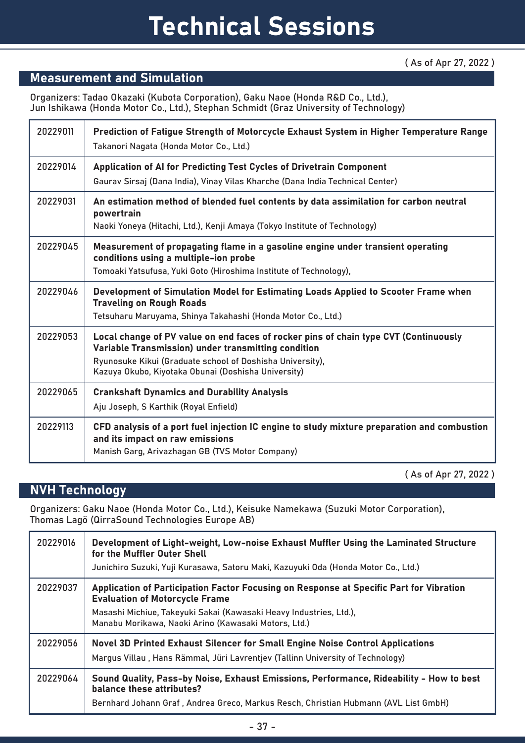# Technical Sessions

( As of Apr 27, 2022 )

## Measurement and Simulation

Organizers: Tadao Okazaki (Kubota Corporation), Gaku Naoe (Honda R&D Co., Ltd.), Jun Ishikawa (Honda Motor Co., Ltd.), Stephan Schmidt (Graz University of Technology)

| | |
|---|---|
| 20229011 | **Prediction of Fatigue Strength of Motorcycle Exhaust System in Higher Temperature Range**<br>Takanori Nagata (Honda Motor Co., Ltd.) |
| 20229014 | **Application of AI for Predicting Test Cycles of Drivetrain Component**<br>Gaurav Sirsaj (Dana India), Vinay Vilas Kharche (Dana India Technical Center) |
| 20229031 | **An estimation method of blended fuel contents by data assimilation for carbon neutral powertrain**<br>Naoki Yoneya (Hitachi, Ltd.), Kenji Amaya (Tokyo Institute of Technology) |
| 20229045 | **Measurement of propagating flame in a gasoline engine under transient operating conditions using a multiple-ion probe**<br>Tomoaki Yatsufusa, Yuki Goto (Hiroshima Institute of Technology), |
| 20229046 | **Development of Simulation Model for Estimating Loads Applied to Scooter Frame when Traveling on Rough Roads**<br>Tetsuharu Maruyama, Shinya Takahashi (Honda Motor Co., Ltd.) |
| 20229053 | **Local change of PV value on end faces of rocker pins of chain type CVT (Continuously Variable Transmission) under transmitting condition**<br>Ryunosuke Kikui (Graduate school of Doshisha University), Kazuya Okubo, Kiyotaka Obunai (Doshisha University) |
| 20229065 | **Crankshaft Dynamics and Durability Analysis**<br>Aju Joseph, S Karthik (Royal Enfield) |
| 20229113 | **CFD analysis of a port fuel injection IC engine to study mixture preparation and combustion and its impact on raw emissions**<br>Manish Garg, Arivazhagan GB (TVS Motor Company) |

( As of Apr 27, 2022 )

## NVH Technology

Organizers: Gaku Naoe (Honda Motor Co., Ltd.), Keisuke Namekawa (Suzuki Motor Corporation), Thomas Lagö (QirraSound Technologies Europe AB)

| | |
|---|---|
| 20229016 | **Development of Light-weight, Low-noise Exhaust Muffler Using the Laminated Structure for the Muffler Outer Shell**<br>Junichiro Suzuki, Yuji Kurasawa, Satoru Maki, Kazuyuki Oda (Honda Motor Co., Ltd.) |
| 20229037 | **Application of Participation Factor Focusing on Response at Specific Part for Vibration Evaluation of Motorcycle Frame**<br>Masashi Michiue, Takeyuki Sakai (Kawasaki Heavy Industries, Ltd.), Manabu Morikawa, Naoki Arino (Kawasaki Motors, Ltd.) |
| 20229056 | **Novel 3D Printed Exhaust Silencer for Small Engine Noise Control Applications**<br>Margus Villau , Hans Rämmal, Jüri Lavrentjev (Tallinn University of Technology) |
| 20229064 | **Sound Quality, Pass-by Noise, Exhaust Emissions, Performance, Rideability - How to best balance these attributes?**<br>Bernhard Johann Graf , Andrea Greco, Markus Resch, Christian Hubmann (AVL List GmbH) |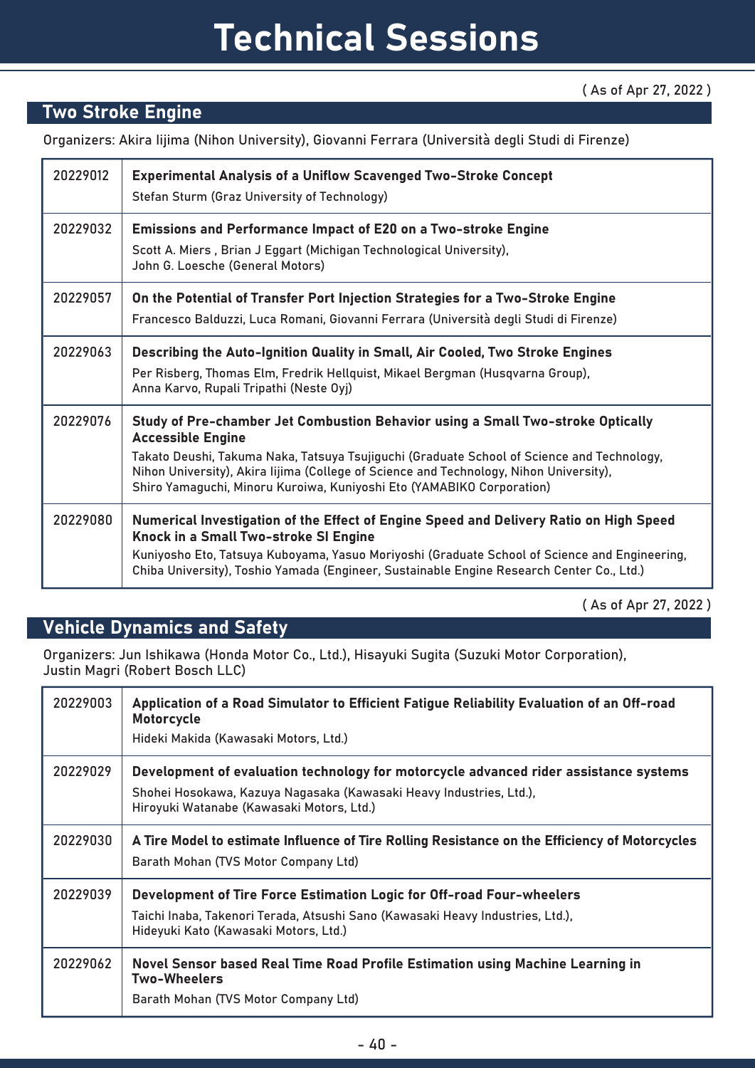# Technical Sessions

( As of Apr 27, 2022 )

## Two Stroke Engine

Organizers: Akira Iijima (Nihon University), Giovanni Ferrara (Università degli Studi di Firenze)

| | |
|---|---|
| 20229012 | **Experimental Analysis of a Uniflow Scavenged Two-Stroke Concept**<br>Stefan Sturm (Graz University of Technology) |
| 20229032 | **Emissions and Performance Impact of E20 on a Two-stroke Engine**<br>Scott A. Miers , Brian J Eggart (Michigan Technological University),<br>John G. Loesche (General Motors) |
| 20229057 | **On the Potential of Transfer Port Injection Strategies for a Two-Stroke Engine**<br>Francesco Balduzzi, Luca Romani, Giovanni Ferrara (Università degli Studi di Firenze) |
| 20229063 | **Describing the Auto-Ignition Quality in Small, Air Cooled, Two Stroke Engines**<br>Per Risberg, Thomas Elm, Fredrik Hellquist, Mikael Bergman (Husqvarna Group),<br>Anna Karvo, Rupali Tripathi (Neste Oyj) |
| 20229076 | **Study of Pre-chamber Jet Combustion Behavior using a Small Two-stroke Optically Accessible Engine**<br>Takato Deushi, Takuma Naka, Tatsuya Tsujiguchi (Graduate School of Science and Technology, Nihon University), Akira Iijima (College of Science and Technology, Nihon University),<br>Shiro Yamaguchi, Minoru Kuroiwa, Kuniyoshi Eto (YAMABIKO Corporation) |
| 20229080 | **Numerical Investigation of the Effect of Engine Speed and Delivery Ratio on High Speed Knock in a Small Two-stroke SI Engine**<br>Kuniyosho Eto, Tatsuya Kuboyama, Yasuo Moriyoshi (Graduate School of Science and Engineering, Chiba University), Toshio Yamada (Engineer, Sustainable Engine Research Center Co., Ltd.) |

( As of Apr 27, 2022 )

## Vehicle Dynamics and Safety

Organizers: Jun Ishikawa (Honda Motor Co., Ltd.), Hisayuki Sugita (Suzuki Motor Corporation),
Justin Magri (Robert Bosch LLC)

| | |
|---|---|
| 20229003 | **Application of a Road Simulator to Efficient Fatigue Reliability Evaluation of an Off-road Motorcycle**<br>Hideki Makida (Kawasaki Motors, Ltd.) |
| 20229029 | **Development of evaluation technology for motorcycle advanced rider assistance systems**<br>Shohei Hosokawa, Kazuya Nagasaka (Kawasaki Heavy Industries, Ltd.),<br>Hiroyuki Watanabe (Kawasaki Motors, Ltd.) |
| 20229030 | **A Tire Model to estimate Influence of Tire Rolling Resistance on the Efficiency of Motorcycles**<br>Barath Mohan (TVS Motor Company Ltd) |
| 20229039 | **Development of Tire Force Estimation Logic for Off-road Four-wheelers**<br>Taichi Inaba, Takenori Terada, Atsushi Sano (Kawasaki Heavy Industries, Ltd.),<br>Hideyuki Kato (Kawasaki Motors, Ltd.) |
| 20229062 | **Novel Sensor based Real Time Road Profile Estimation using Machine Learning in Two-Wheelers**<br>Barath Mohan (TVS Motor Company Ltd) |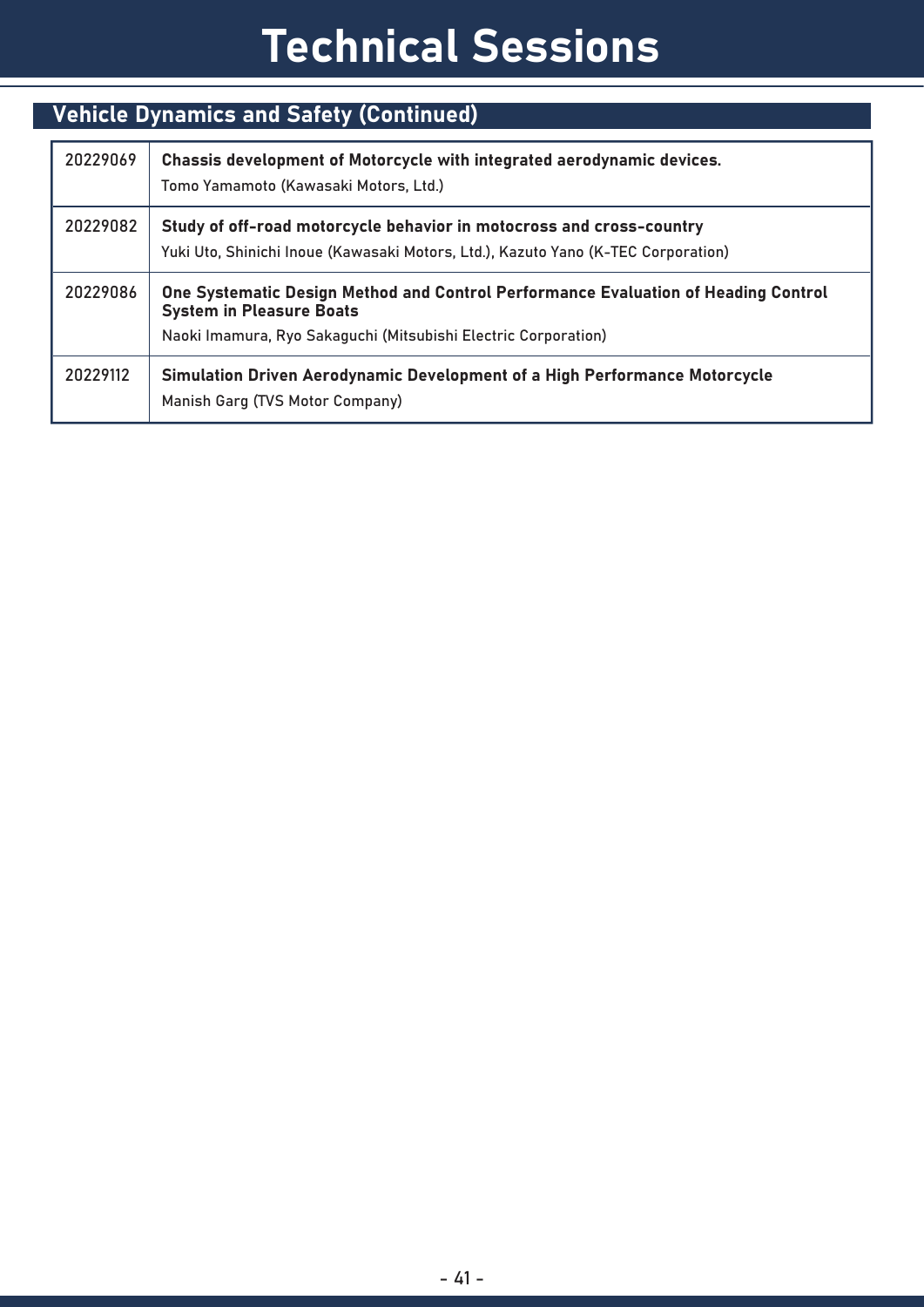# Technical Sessions

## Vehicle Dynamics and Safety (Continued)

| | |
|---|---|
| 20229069 | **Chassis development of Motorcycle with integrated aerodynamic devices.**<br>Tomo Yamamoto (Kawasaki Motors, Ltd.) |
| 20229082 | **Study of off-road motorcycle behavior in motocross and cross-country**<br>Yuki Uto, Shinichi Inoue (Kawasaki Motors, Ltd.), Kazuto Yano (K-TEC Corporation) |
| 20229086 | **One Systematic Design Method and Control Performance Evaluation of Heading Control System in Pleasure Boats**<br>Naoki Imamura, Ryo Sakaguchi (Mitsubishi Electric Corporation) |
| 20229112 | **Simulation Driven Aerodynamic Development of a High Performance Motorcycle**<br>Manish Garg (TVS Motor Company) |